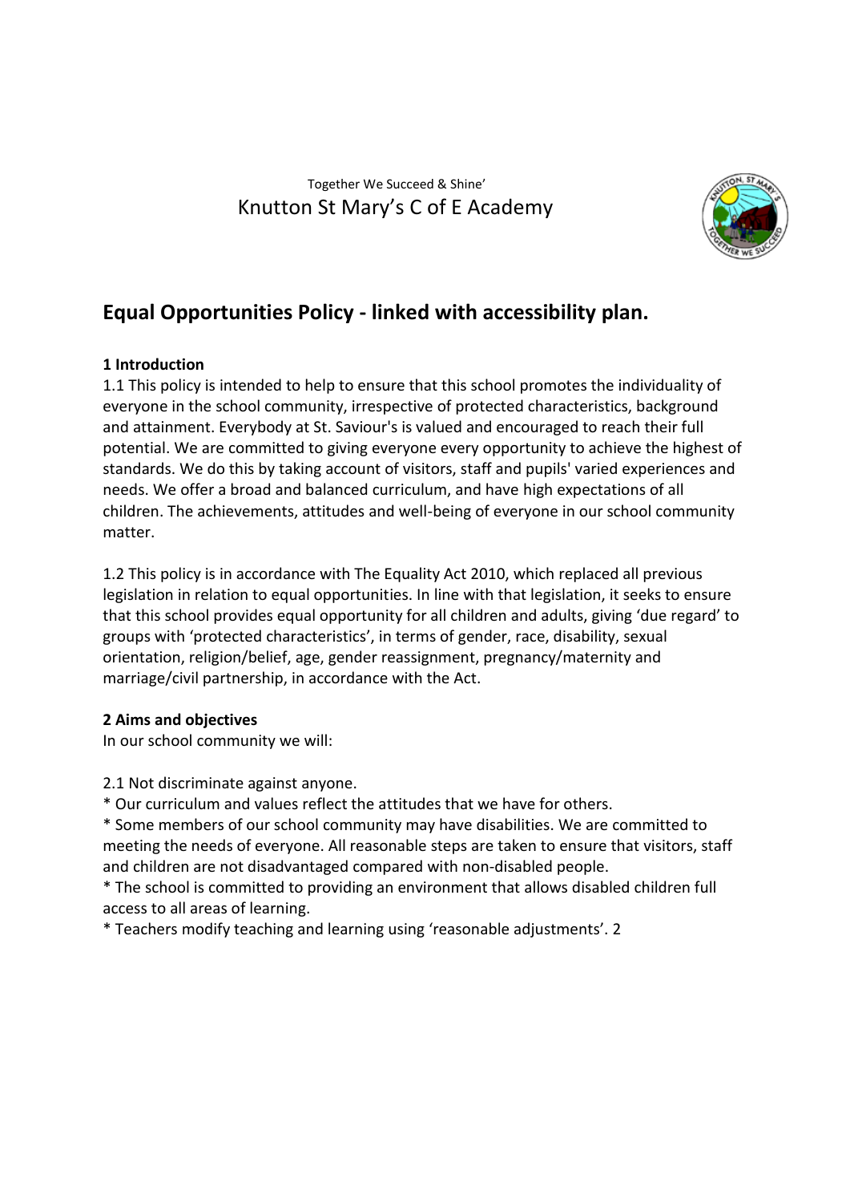Together We Succeed & Shine'

Knutton St Mary's C of E Academy

# Equal Opportunities Policy - linked with accessibility plan.

**1 Introduction**

1.1 This policy is intended to help to ensure that this school promotes the individuality of everyone in the school community, irrespective of protected characteristics, background and attainment. Everybody at St. Saviour's is valued and encouraged to reach their full potential. We are committed to giving everyone every opportunity to achieve the highest of standards. We do this by taking account of visitors, staff and pupils' varied experiences and needs. We offer a broad and balanced curriculum, and have high expectations of all children. The achievements, attitudes and well-being of everyone in our school community matter.

1.2 This policy is in accordance with The Equality Act 2010, which replaced all previous legislation in relation to equal opportunities. In line with that legislation, it seeks to ensure that this school provides equal opportunity for all children and adults, giving 'due regard' to groups with 'protected characteristics', in terms of gender, race, disability, sexual orientation, religion/belief, age, gender reassignment, pregnancy/maternity and marriage/civil partnership, in accordance with the Act.

**2 Aims and objectives**

In our school community we will:

2.1 Not discriminate against anyone.

* Our curriculum and values reflect the attitudes that we have for others.
* Some members of our school community may have disabilities. We are committed to meeting the needs of everyone. All reasonable steps are taken to ensure that visitors, staff and children are not disadvantaged compared with non-disabled people.
* The school is committed to providing an environment that allows disabled children full access to all areas of learning.
* Teachers modify teaching and learning using 'reasonable adjustments'. 2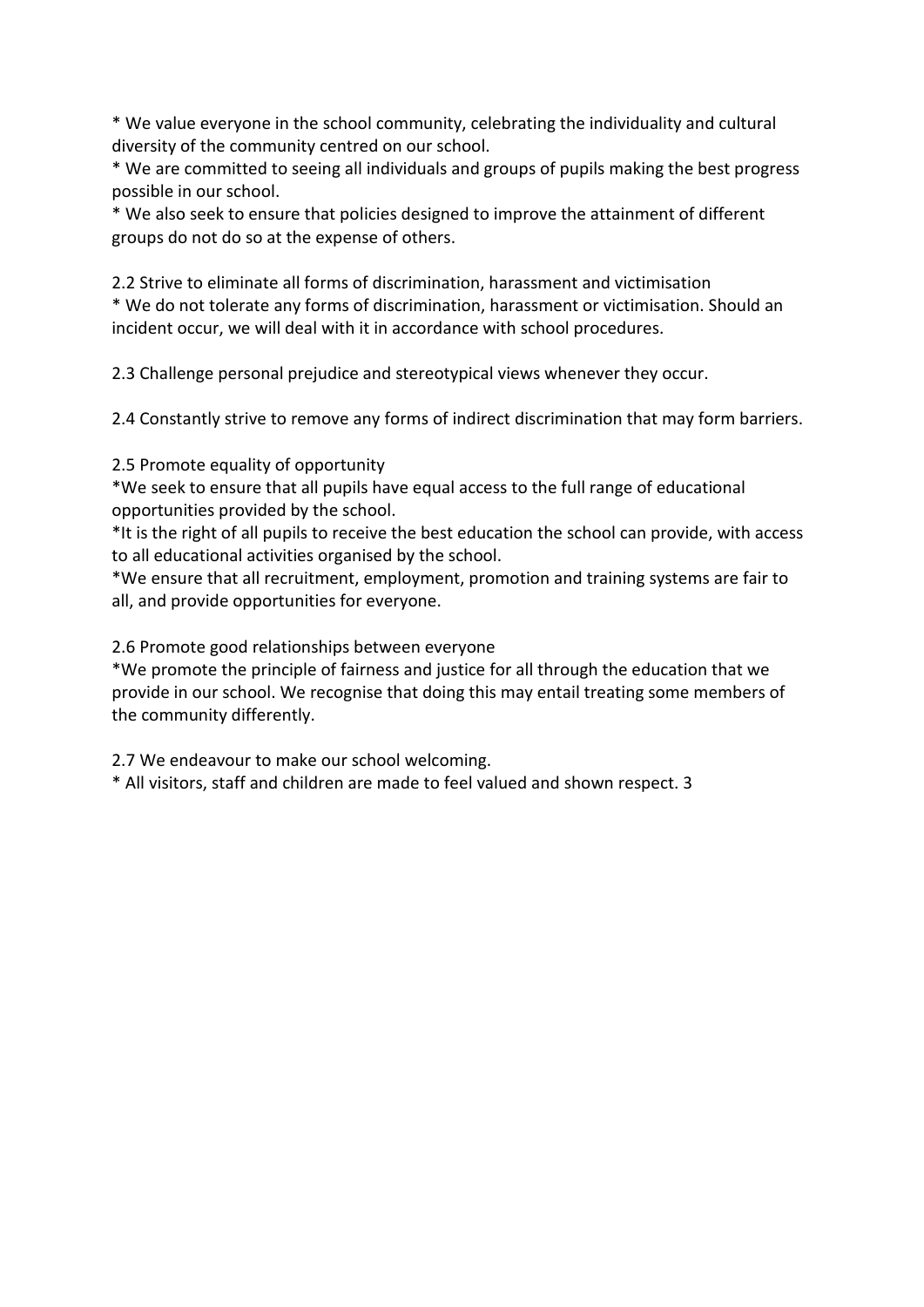* We value everyone in the school community, celebrating the individuality and cultural diversity of the community centred on our school.
* We are committed to seeing all individuals and groups of pupils making the best progress possible in our school.
* We also seek to ensure that policies designed to improve the attainment of different groups do not do so at the expense of others.

2.2 Strive to eliminate all forms of discrimination, harassment and victimisation
* We do not tolerate any forms of discrimination, harassment or victimisation. Should an incident occur, we will deal with it in accordance with school procedures.

2.3 Challenge personal prejudice and stereotypical views whenever they occur.

2.4 Constantly strive to remove any forms of indirect discrimination that may form barriers.

2.5 Promote equality of opportunity
* We seek to ensure that all pupils have equal access to the full range of educational opportunities provided by the school.
* It is the right of all pupils to receive the best education the school can provide, with access to all educational activities organised by the school.
* We ensure that all recruitment, employment, promotion and training systems are fair to all, and provide opportunities for everyone.

2.6 Promote good relationships between everyone
* We promote the principle of fairness and justice for all through the education that we provide in our school. We recognise that doing this may entail treating some members of the community differently.

2.7 We endeavour to make our school welcoming.
* All visitors, staff and children are made to feel valued and shown respect.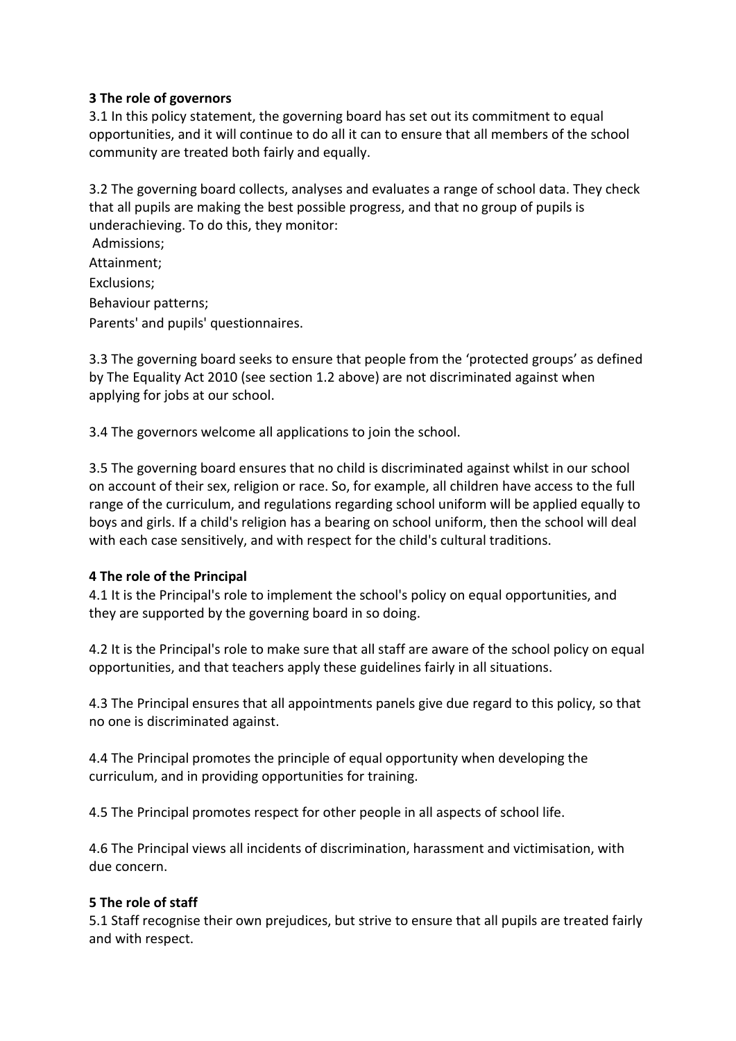**3 The role of governors**

3.1 In this policy statement, the governing board has set out its commitment to equal opportunities, and it will continue to do all it can to ensure that all members of the school community are treated both fairly and equally.

3.2 The governing board collects, analyses and evaluates a range of school data. They check that all pupils are making the best possible progress, and that no group of pupils is underachieving. To do this, they monitor:

Admissions;
Attainment;
Exclusions;
Behaviour patterns;
Parents' and pupils' questionnaires.

3.3 The governing board seeks to ensure that people from the 'protected groups' as defined by The Equality Act 2010 (see section 1.2 above) are not discriminated against when applying for jobs at our school.

3.4 The governors welcome all applications to join the school.

3.5 The governing board ensures that no child is discriminated against whilst in our school on account of their sex, religion or race. So, for example, all children have access to the full range of the curriculum, and regulations regarding school uniform will be applied equally to boys and girls. If a child's religion has a bearing on school uniform, then the school will deal with each case sensitively, and with respect for the child's cultural traditions.

**4 The role of the Principal**

4.1 It is the Principal's role to implement the school's policy on equal opportunities, and they are supported by the governing board in so doing.

4.2 It is the Principal's role to make sure that all staff are aware of the school policy on equal opportunities, and that teachers apply these guidelines fairly in all situations.

4.3 The Principal ensures that all appointments panels give due regard to this policy, so that no one is discriminated against.

4.4 The Principal promotes the principle of equal opportunity when developing the curriculum, and in providing opportunities for training.

4.5 The Principal promotes respect for other people in all aspects of school life.

4.6 The Principal views all incidents of discrimination, harassment and victimisation, with due concern.

**5 The role of staff**

5.1 Staff recognise their own prejudices, but strive to ensure that all pupils are treated fairly and with respect.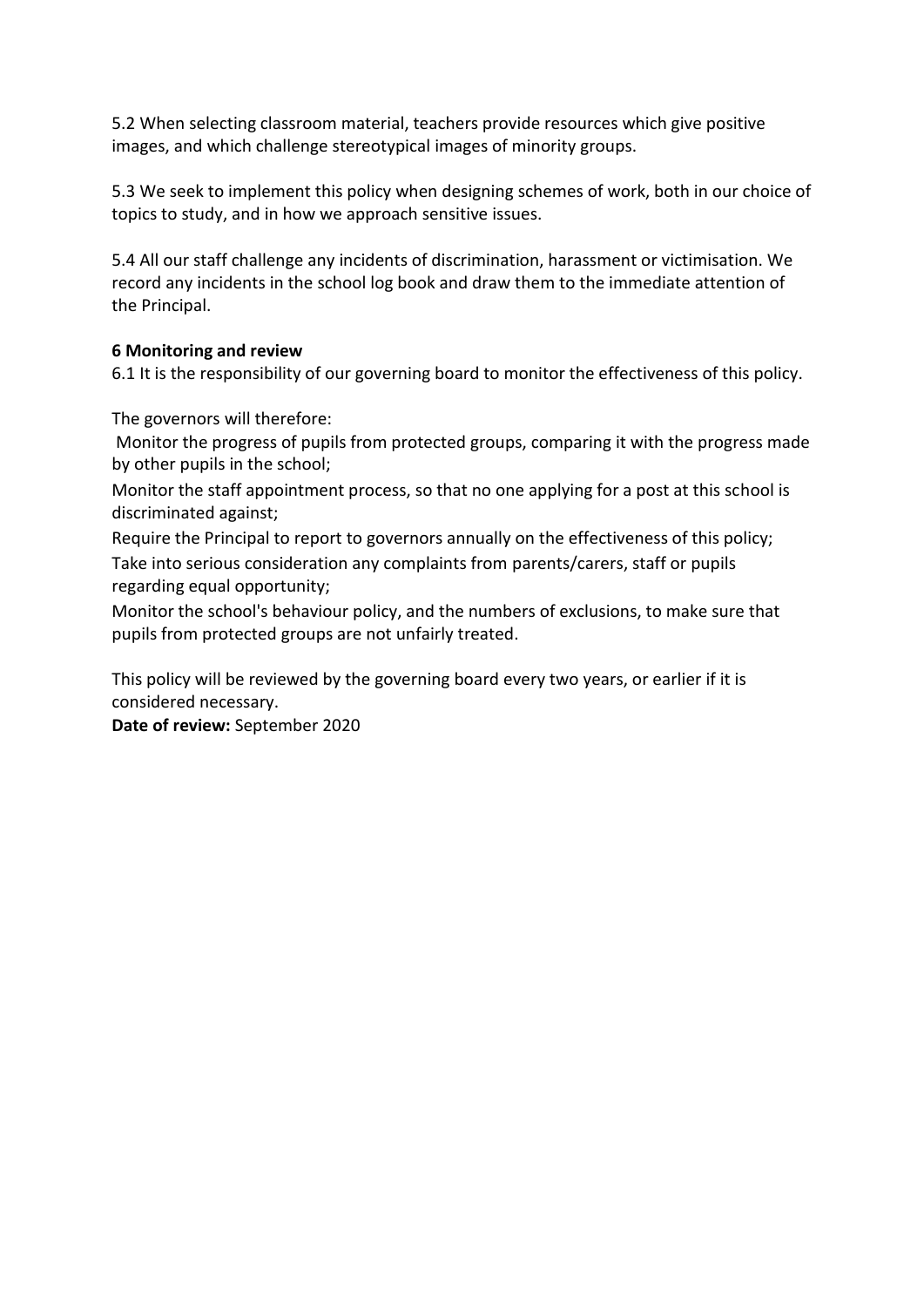5.2 When selecting classroom material, teachers provide resources which give positive images, and which challenge stereotypical images of minority groups.

5.3 We seek to implement this policy when designing schemes of work, both in our choice of topics to study, and in how we approach sensitive issues.

5.4 All our staff challenge any incidents of discrimination, harassment or victimisation. We record any incidents in the school log book and draw them to the immediate attention of the Principal.

**6 Monitoring and review**

6.1 It is the responsibility of our governing board to monitor the effectiveness of this policy.

The governors will therefore:

Monitor the progress of pupils from protected groups, comparing it with the progress made by other pupils in the school;

Monitor the staff appointment process, so that no one applying for a post at this school is discriminated against;

Require the Principal to report to governors annually on the effectiveness of this policy;

Take into serious consideration any complaints from parents/carers, staff or pupils regarding equal opportunity;

Monitor the school's behaviour policy, and the numbers of exclusions, to make sure that pupils from protected groups are not unfairly treated.

This policy will be reviewed by the governing board every two years, or earlier if it is considered necessary.

**Date of review:** September 2020